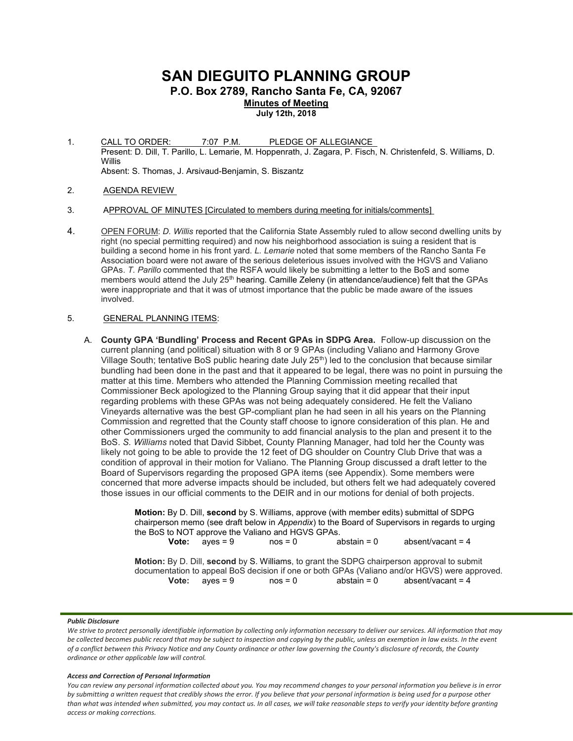# SAN DIEGUITO PLANNING GROUP

## P.O. Box 2789, Rancho Santa Fe, CA, 92067

**Minutes of Meeting**

**July 12th, 2018**

1. CALL TO ORDER: 7:07 P.M. PLEDGE OF ALLEGIANCE
   Present: D. Dill, T. Parillo, L. Lemarie, M. Hoppenrath, J. Zagara, P. Fisch, N. Christenfeld, S. Williams, D. Willis
   Absent: S. Thomas, J. Arsivaud-Benjamin, S. Biszantz

2. AGENDA REVIEW

3. APPROVAL OF MINUTES [Circulated to members during meeting for initials/comments]

4. OPEN FORUM: *D. Willis* reported that the California State Assembly ruled to allow second dwelling units by right (no special permitting required) and now his neighborhood association is suing a resident that is building a second home in his front yard. *L. Lemarie* noted that some members of the Rancho Santa Fe Association board were not aware of the serious deleterious issues involved with the HGVS and Valiano GPAs. *T. Parillo* commented that the RSFA would likely be submitting a letter to the BoS and some members would attend the July 25th hearing. Camille Zeleny (in attendance/audience) felt that the GPAs were inappropriate and that it was of utmost importance that the public be made aware of the issues involved.

5. GENERAL PLANNING ITEMS:

   A. **County GPA 'Bundling' Process and Recent GPAs in SDPG Area.** Follow-up discussion on the current planning (and political) situation with 8 or 9 GPAs (including Valiano and Harmony Grove Village South; tentative BoS public hearing date July 25th) led to the conclusion that because similar bundling had been done in the past and that it appeared to be legal, there was no point in pursuing the matter at this time. Members who attended the Planning Commission meeting recalled that Commissioner Beck apologized to the Planning Group saying that it did appear that their input regarding problems with these GPAs was not being adequately considered. He felt the Valiano Vineyards alternative was the best GP-compliant plan he had seen in all his years on the Planning Commission and regretted that the County staff choose to ignore consideration of this plan. He and other Commissioners urged the community to add financial analysis to the plan and present it to the BoS. *S. Williams* noted that David Sibbet, County Planning Manager, had told her the County was likely not going to be able to provide the 12 feet of DG shoulder on Country Club Drive that was a condition of approval in their motion for Valiano. The Planning Group discussed a draft letter to the Board of Supervisors regarding the proposed GPA items (see Appendix). Some members were concerned that more adverse impacts should be included, but others felt we had adequately covered those issues in our official comments to the DEIR and in our motions for denial of both projects.

      **Motion:** By D. Dill, **second** by S. Williams, approve (with member edits) submittal of SDPG chairperson memo (see draft below in *Appendix*) to the Board of Supervisors in regards to urging the BoS to NOT approve the Valiano and HGVS GPAs.
      **Vote:** ayes = 9 nos = 0 abstain = 0 absent/vacant = 4

      **Motion:** By D. Dill, **second** by S. Williams, to grant the SDPG chairperson approval to submit documentation to appeal BoS decision if one or both GPAs (Valiano and/or HGVS) were approved.
      **Vote:** ayes = 9 nos = 0 abstain = 0 absent/vacant = 4

***Public Disclosure***

*We strive to protect personally identifiable information by collecting only information necessary to deliver our services. All information that may be collected becomes public record that may be subject to inspection and copying by the public, unless an exemption in law exists. In the event of a conflict between this Privacy Notice and any County ordinance or other law governing the County's disclosure of records, the County ordinance or other applicable law will control.*

***Access and Correction of Personal Information***

*You can review any personal information collected about you. You may recommend changes to your personal information you believe is in error by submitting a written request that credibly shows the error. If you believe that your personal information is being used for a purpose other than what was intended when submitted, you may contact us. In all cases, we will take reasonable steps to verify your identity before granting access or making corrections.*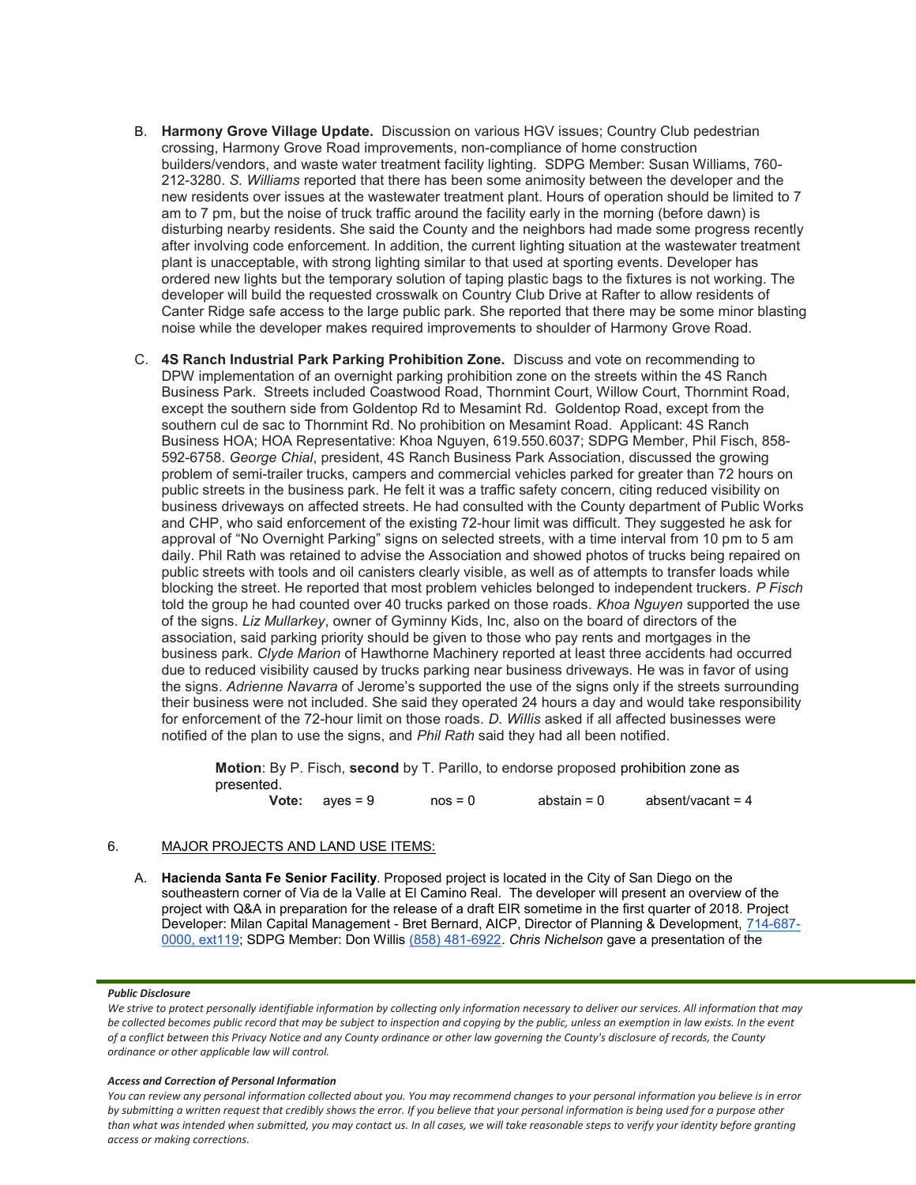B. **Harmony Grove Village Update.** Discussion on various HGV issues; Country Club pedestrian crossing, Harmony Grove Road improvements, non-compliance of home construction builders/vendors, and waste water treatment facility lighting. SDPG Member: Susan Williams, 760-212-3280. *S. Williams* reported that there has been some animosity between the developer and the new residents over issues at the wastewater treatment plant. Hours of operation should be limited to 7 am to 7 pm, but the noise of truck traffic around the facility early in the morning (before dawn) is disturbing nearby residents. She said the County and the neighbors had made some progress recently after involving code enforcement. In addition, the current lighting situation at the wastewater treatment plant is unacceptable, with strong lighting similar to that used at sporting events. Developer has ordered new lights but the temporary solution of taping plastic bags to the fixtures is not working. The developer will build the requested crosswalk on Country Club Drive at Rafter to allow residents of Canter Ridge safe access to the large public park. She reported that there may be some minor blasting noise while the developer makes required improvements to shoulder of Harmony Grove Road.

C. **4S Ranch Industrial Park Parking Prohibition Zone.** Discuss and vote on recommending to DPW implementation of an overnight parking prohibition zone on the streets within the 4S Ranch Business Park. Streets included Coastwood Road, Thornmint Court, Willow Court, Thornmint Road, except the southern side from Goldentop Rd to Mesamint Rd. Goldentop Road, except from the southern cul de sac to Thornmint Rd. No prohibition on Mesamint Road. Applicant: 4S Ranch Business HOA; HOA Representative: Khoa Nguyen, 619.550.6037; SDPG Member, Phil Fisch, 858-592-6758. *George Chial*, president, 4S Ranch Business Park Association, discussed the growing problem of semi-trailer trucks, campers and commercial vehicles parked for greater than 72 hours on public streets in the business park. He felt it was a traffic safety concern, citing reduced visibility on business driveways on affected streets. He had consulted with the County department of Public Works and CHP, who said enforcement of the existing 72-hour limit was difficult. They suggested he ask for approval of "No Overnight Parking" signs on selected streets, with a time interval from 10 pm to 5 am daily. Phil Rath was retained to advise the Association and showed photos of trucks being repaired on public streets with tools and oil canisters clearly visible, as well as of attempts to transfer loads while blocking the street. He reported that most problem vehicles belonged to independent truckers. *P Fisch* told the group he had counted over 40 trucks parked on those roads. *Khoa Nguyen* supported the use of the signs. *Liz Mullarkey*, owner of Gyminny Kids, Inc, also on the board of directors of the association, said parking priority should be given to those who pay rents and mortgages in the business park. *Clyde Marion* of Hawthorne Machinery reported at least three accidents had occurred due to reduced visibility caused by trucks parking near business driveways. He was in favor of using the signs. *Adrienne Navarra* of Jerome's supported the use of the signs only if the streets surrounding their business were not included. She said they operated 24 hours a day and would take responsibility for enforcement of the 72-hour limit on those roads. *D. Willis* asked if all affected businesses were notified of the plan to use the signs, and *Phil Rath* said they had all been notified.

> **Motion**: By P. Fisch, **second** by T. Parillo, to endorse proposed prohibition zone as presented.
> **Vote:** ayes = 9 nos = 0 abstain = 0 absent/vacant = 4

6. MAJOR PROJECTS AND LAND USE ITEMS:

A. **Hacienda Santa Fe Senior Facility**. Proposed project is located in the City of San Diego on the southeastern corner of Via de la Valle at El Camino Real. The developer will present an overview of the project with Q&A in preparation for the release of a draft EIR sometime in the first quarter of 2018. Project Developer: Milan Capital Management - Bret Bernard, AICP, Director of Planning & Development, 714-687-0000, ext119; SDPG Member: Don Willis (858) 481-6922. *Chris Nichelson* gave a presentation of the

***Public Disclosure***
*We strive to protect personally identifiable information by collecting only information necessary to deliver our services. All information that may be collected becomes public record that may be subject to inspection and copying by the public, unless an exemption in law exists. In the event of a conflict between this Privacy Notice and any County ordinance or other law governing the County's disclosure of records, the County ordinance or other applicable law will control.*

***Access and Correction of Personal Information***
*You can review any personal information collected about you. You may recommend changes to your personal information you believe is in error by submitting a written request that credibly shows the error. If you believe that your personal information is being used for a purpose other than what was intended when submitted, you may contact us. In all cases, we will take reasonable steps to verify your identity before granting access or making corrections.*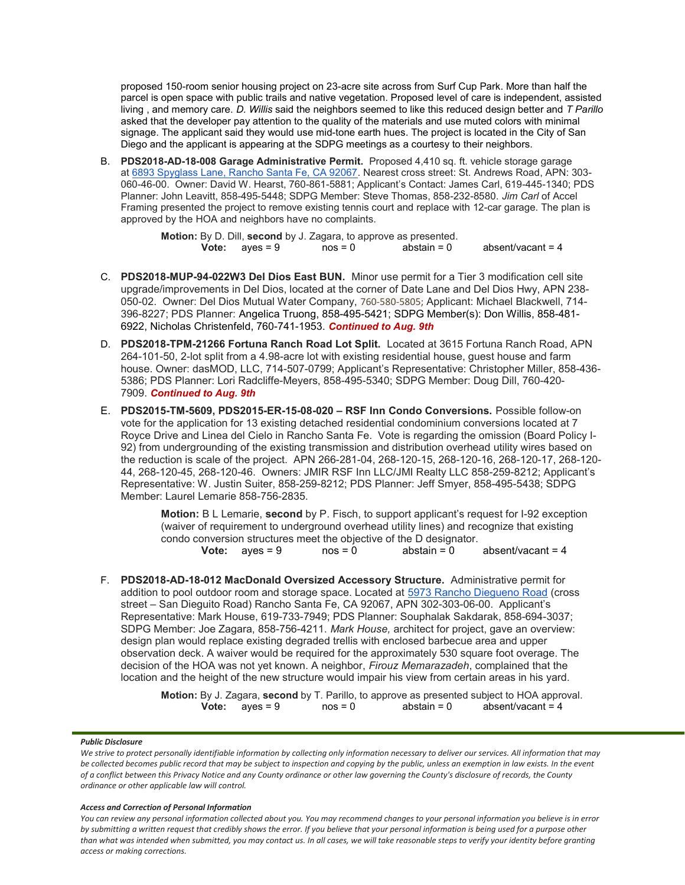proposed 150-room senior housing project on 23-acre site across from Surf Cup Park. More than half the parcel is open space with public trails and native vegetation. Proposed level of care is independent, assisted living , and memory care. *D. Willis* said the neighbors seemed to like this reduced design better and *T Parillo* asked that the developer pay attention to the quality of the materials and use muted colors with minimal signage. The applicant said they would use mid-tone earth hues. The project is located in the City of San Diego and the applicant is appearing at the SDPG meetings as a courtesy to their neighbors.

B. **PDS2018-AD-18-008 Garage Administrative Permit.** Proposed 4,410 sq. ft. vehicle storage garage at 6893 Spyglass Lane, Rancho Santa Fe, CA 92067. Nearest cross street: St. Andrews Road, APN: 303-060-46-00. Owner: David W. Hearst, 760-861-5881; Applicant's Contact: James Carl, 619-445-1340; PDS Planner: John Leavitt, 858-495-5448; SDPG Member: Steve Thomas, 858-232-8580. *Jim Carl* of Accel Framing presented the project to remove existing tennis court and replace with 12-car garage. The plan is approved by the HOA and neighbors have no complaints.

   **Motion:** By D. Dill, **second** by J. Zagara, to approve as presented.
   **Vote:** ayes = 9 nos = 0 abstain = 0 absent/vacant = 4

C. **PDS2018-MUP-94-022W3 Del Dios East BUN.** Minor use permit for a Tier 3 modification cell site upgrade/improvements in Del Dios, located at the corner of Date Lane and Del Dios Hwy, APN 238-050-02. Owner: Del Dios Mutual Water Company, 760-580-5805; Applicant: Michael Blackwell, 714-396-8227; PDS Planner: Angelica Truong, 858-495-5421; SDPG Member(s): Don Willis, 858-481-6922, Nicholas Christenfeld, 760-741-1953. ***Continued to Aug. 9th***

D. **PDS2018-TPM-21266 Fortuna Ranch Road Lot Split.** Located at 3615 Fortuna Ranch Road, APN 264-101-50, 2-lot split from a 4.98-acre lot with existing residential house, guest house and farm house. Owner: dasMOD, LLC, 714-507-0799; Applicant's Representative: Christopher Miller, 858-436-5386; PDS Planner: Lori Radcliffe-Meyers, 858-495-5340; SDPG Member: Doug Dill, 760-420-7909. ***Continued to Aug. 9th***

E. **PDS2015-TM-5609, PDS2015-ER-15-08-020 – RSF Inn Condo Conversions.** Possible follow-on vote for the application for 13 existing detached residential condominium conversions located at 7 Royce Drive and Linea del Cielo in Rancho Santa Fe. Vote is regarding the omission (Board Policy I-92) from undergrounding of the existing transmission and distribution overhead utility wires based on the reduction is scale of the project. APN 266-281-04, 268-120-15, 268-120-16, 268-120-17, 268-120-44, 268-120-45, 268-120-46. Owners: JMIR RSF Inn LLC/JMI Realty LLC 858-259-8212; Applicant's Representative: W. Justin Suiter, 858-259-8212; PDS Planner: Jeff Smyer, 858-495-5438; SDPG Member: Laurel Lemarie 858-756-2835.

   **Motion:** B L Lemarie, **second** by P. Fisch, to support applicant's request for I-92 exception (waiver of requirement to underground overhead utility lines) and recognize that existing condo conversion structures meet the objective of the D designator.
   **Vote:** ayes = 9 nos = 0 abstain = 0 absent/vacant = 4

F. **PDS2018-AD-18-012 MacDonald Oversized Accessory Structure.** Administrative permit for addition to pool outdoor room and storage space. Located at 5973 Rancho Diegueno Road (cross street – San Dieguito Road) Rancho Santa Fe, CA 92067, APN 302-303-06-00. Applicant's Representative: Mark House, 619-733-7949; PDS Planner: Souphalak Sakdarak, 858-694-3037; SDPG Member: Joe Zagara, 858-756-4211. *Mark House,* architect for project, gave an overview: design plan would replace existing degraded trellis with enclosed barbecue area and upper observation deck. A waiver would be required for the approximately 530 square foot overage. The decision of the HOA was not yet known. A neighbor, *Firouz Memarazadeh*, complained that the location and the height of the new structure would impair his view from certain areas in his yard.

   **Motion:** By J. Zagara, **second** by T. Parillo, to approve as presented subject to HOA approval.
   **Vote:** ayes = 9 nos = 0 abstain = 0 absent/vacant = 4

***Public Disclosure***

*We strive to protect personally identifiable information by collecting only information necessary to deliver our services. All information that may be collected becomes public record that may be subject to inspection and copying by the public, unless an exemption in law exists. In the event of a conflict between this Privacy Notice and any County ordinance or other law governing the County's disclosure of records, the County ordinance or other applicable law will control.*

***Access and Correction of Personal Information***

*You can review any personal information collected about you. You may recommend changes to your personal information you believe is in error by submitting a written request that credibly shows the error. If you believe that your personal information is being used for a purpose other than what was intended when submitted, you may contact us. In all cases, we will take reasonable steps to verify your identity before granting access or making corrections.*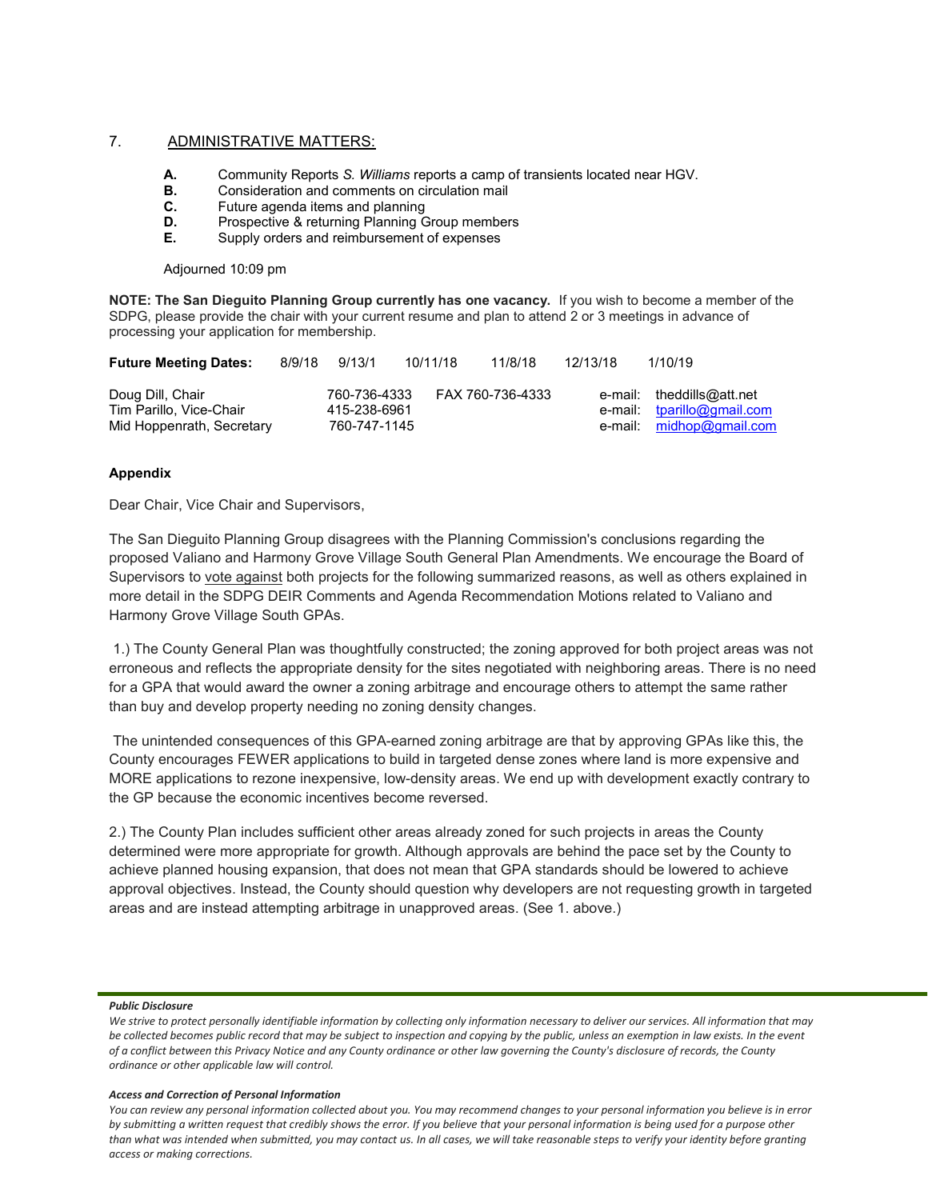## 7. ADMINISTRATIVE MATTERS:

- **A.** Community Reports *S. Williams* reports a camp of transients located near HGV.
- **B.** Consideration and comments on circulation mail
- **C.** Future agenda items and planning
- **D.** Prospective & returning Planning Group members
- **E.** Supply orders and reimbursement of expenses

Adjourned 10:09 pm

**NOTE: The San Dieguito Planning Group currently has one vacancy.** If you wish to become a member of the SDPG, please provide the chair with your current resume and plan to attend 2 or 3 meetings in advance of processing your application for membership.

**Future Meeting Dates:** 8/9/18 9/13/1 10/11/18 11/8/18 12/13/18 1/10/19

| | | | |
|---|---|---|---|
| Doug Dill, Chair | 760-736-4333 | FAX 760-736-4333 | e-mail: theddills@att.net |
| Tim Parillo, Vice-Chair | 415-238-6961 | | e-mail: tparillo@gmail.com |
| Mid Hoppenrath, Secretary | 760-747-1145 | | e-mail: midhop@gmail.com |

**Appendix**

Dear Chair, Vice Chair and Supervisors,

The San Dieguito Planning Group disagrees with the Planning Commission's conclusions regarding the proposed Valiano and Harmony Grove Village South General Plan Amendments. We encourage the Board of Supervisors to vote against both projects for the following summarized reasons, as well as others explained in more detail in the SDPG DEIR Comments and Agenda Recommendation Motions related to Valiano and Harmony Grove Village South GPAs.

1.) The County General Plan was thoughtfully constructed; the zoning approved for both project areas was not erroneous and reflects the appropriate density for the sites negotiated with neighboring areas. There is no need for a GPA that would award the owner a zoning arbitrage and encourage others to attempt the same rather than buy and develop property needing no zoning density changes.

The unintended consequences of this GPA-earned zoning arbitrage are that by approving GPAs like this, the County encourages FEWER applications to build in targeted dense zones where land is more expensive and MORE applications to rezone inexpensive, low-density areas. We end up with development exactly contrary to the GP because the economic incentives become reversed.

2.) The County Plan includes sufficient other areas already zoned for such projects in areas the County determined were more appropriate for growth. Although approvals are behind the pace set by the County to achieve planned housing expansion, that does not mean that GPA standards should be lowered to achieve approval objectives. Instead, the County should question why developers are not requesting growth in targeted areas and are instead attempting arbitrage in unapproved areas. (See 1. above.)

***Public Disclosure***

*We strive to protect personally identifiable information by collecting only information necessary to deliver our services. All information that may be collected becomes public record that may be subject to inspection and copying by the public, unless an exemption in law exists. In the event of a conflict between this Privacy Notice and any County ordinance or other law governing the County's disclosure of records, the County ordinance or other applicable law will control.*

***Access and Correction of Personal Information***

*You can review any personal information collected about you. You may recommend changes to your personal information you believe is in error by submitting a written request that credibly shows the error. If you believe that your personal information is being used for a purpose other than what was intended when submitted, you may contact us. In all cases, we will take reasonable steps to verify your identity before granting access or making corrections.*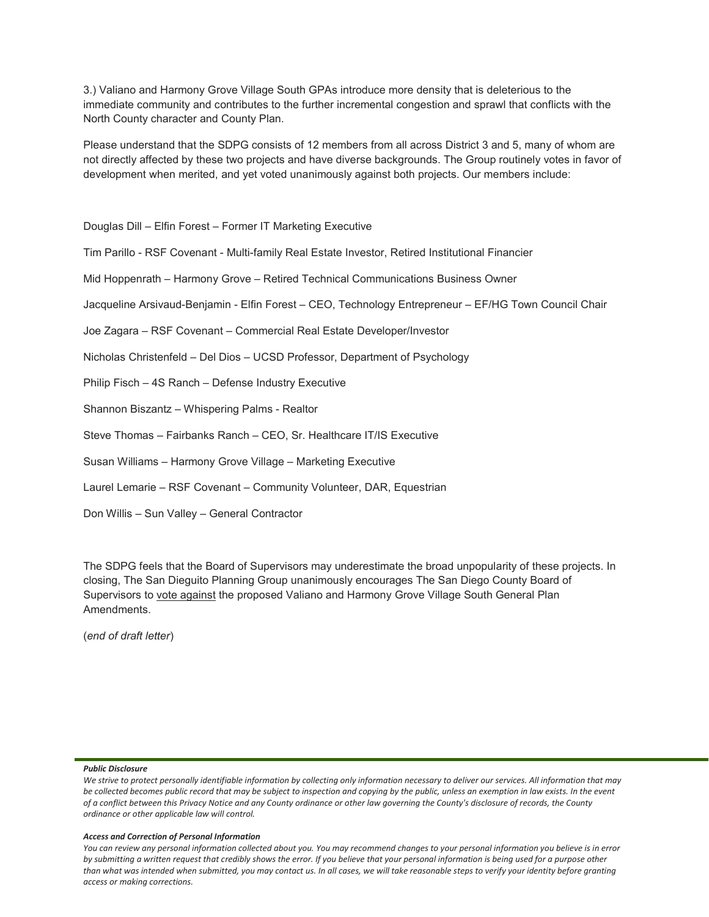3.) Valiano and Harmony Grove Village South GPAs introduce more density that is deleterious to the immediate community and contributes to the further incremental congestion and sprawl that conflicts with the North County character and County Plan.

Please understand that the SDPG consists of 12 members from all across District 3 and 5, many of whom are not directly affected by these two projects and have diverse backgrounds. The Group routinely votes in favor of development when merited, and yet voted unanimously against both projects. Our members include:

Douglas Dill – Elfin Forest – Former IT Marketing Executive

Tim Parillo - RSF Covenant - Multi-family Real Estate Investor, Retired Institutional Financier

Mid Hoppenrath – Harmony Grove – Retired Technical Communications Business Owner

Jacqueline Arsivaud-Benjamin - Elfin Forest – CEO, Technology Entrepreneur – EF/HG Town Council Chair

Joe Zagara – RSF Covenant – Commercial Real Estate Developer/Investor

Nicholas Christenfeld – Del Dios – UCSD Professor, Department of Psychology

Philip Fisch – 4S Ranch – Defense Industry Executive

Shannon Biszantz – Whispering Palms - Realtor

Steve Thomas – Fairbanks Ranch – CEO, Sr. Healthcare IT/IS Executive

Susan Williams – Harmony Grove Village – Marketing Executive

Laurel Lemarie – RSF Covenant – Community Volunteer, DAR, Equestrian

Don Willis – Sun Valley – General Contractor

The SDPG feels that the Board of Supervisors may underestimate the broad unpopularity of these projects. In closing, The San Dieguito Planning Group unanimously encourages The San Diego County Board of Supervisors to vote against the proposed Valiano and Harmony Grove Village South General Plan Amendments.

(*end of draft letter*)

***Public Disclosure***

*We strive to protect personally identifiable information by collecting only information necessary to deliver our services. All information that may be collected becomes public record that may be subject to inspection and copying by the public, unless an exemption in law exists. In the event of a conflict between this Privacy Notice and any County ordinance or other law governing the County's disclosure of records, the County ordinance or other applicable law will control.*

***Access and Correction of Personal Information***

*You can review any personal information collected about you. You may recommend changes to your personal information you believe is in error by submitting a written request that credibly shows the error. If you believe that your personal information is being used for a purpose other than what was intended when submitted, you may contact us. In all cases, we will take reasonable steps to verify your identity before granting access or making corrections.*